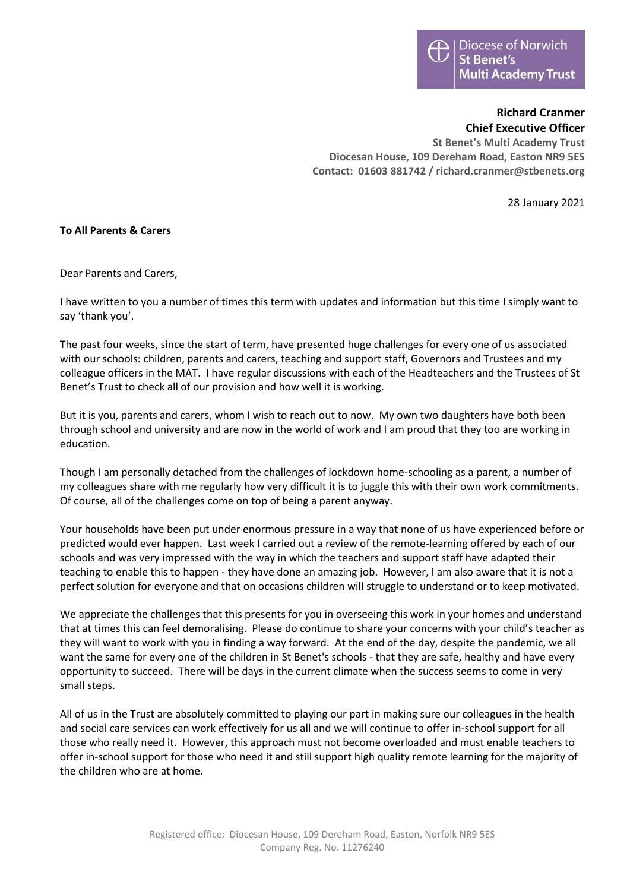Diocese of Norwich
**St Benet's**
**Multi Academy Trust**

**Richard Cranmer**
**Chief Executive Officer**
**St Benet's Multi Academy Trust**
**Diocesan House, 109 Dereham Road, Easton NR9 5ES**
**Contact: 01603 881742 / richard.cranmer@stbenets.org**

28 January 2021

**To All Parents & Carers**

Dear Parents and Carers,

I have written to you a number of times this term with updates and information but this time I simply want to say 'thank you'.

The past four weeks, since the start of term, have presented huge challenges for every one of us associated with our schools: children, parents and carers, teaching and support staff, Governors and Trustees and my colleague officers in the MAT. I have regular discussions with each of the Headteachers and the Trustees of St Benet's Trust to check all of our provision and how well it is working.

But it is you, parents and carers, whom I wish to reach out to now. My own two daughters have both been through school and university and are now in the world of work and I am proud that they too are working in education.

Though I am personally detached from the challenges of lockdown home-schooling as a parent, a number of my colleagues share with me regularly how very difficult it is to juggle this with their own work commitments. Of course, all of the challenges come on top of being a parent anyway.

Your households have been put under enormous pressure in a way that none of us have experienced before or predicted would ever happen. Last week I carried out a review of the remote-learning offered by each of our schools and was very impressed with the way in which the teachers and support staff have adapted their teaching to enable this to happen - they have done an amazing job. However, I am also aware that it is not a perfect solution for everyone and that on occasions children will struggle to understand or to keep motivated.

We appreciate the challenges that this presents for you in overseeing this work in your homes and understand that at times this can feel demoralising. Please do continue to share your concerns with your child's teacher as they will want to work with you in finding a way forward. At the end of the day, despite the pandemic, we all want the same for every one of the children in St Benet's schools - that they are safe, healthy and have every opportunity to succeed. There will be days in the current climate when the success seems to come in very small steps.

All of us in the Trust are absolutely committed to playing our part in making sure our colleagues in the health and social care services can work effectively for us all and we will continue to offer in-school support for all those who really need it. However, this approach must not become overloaded and must enable teachers to offer in-school support for those who need it and still support high quality remote learning for the majority of the children who are at home.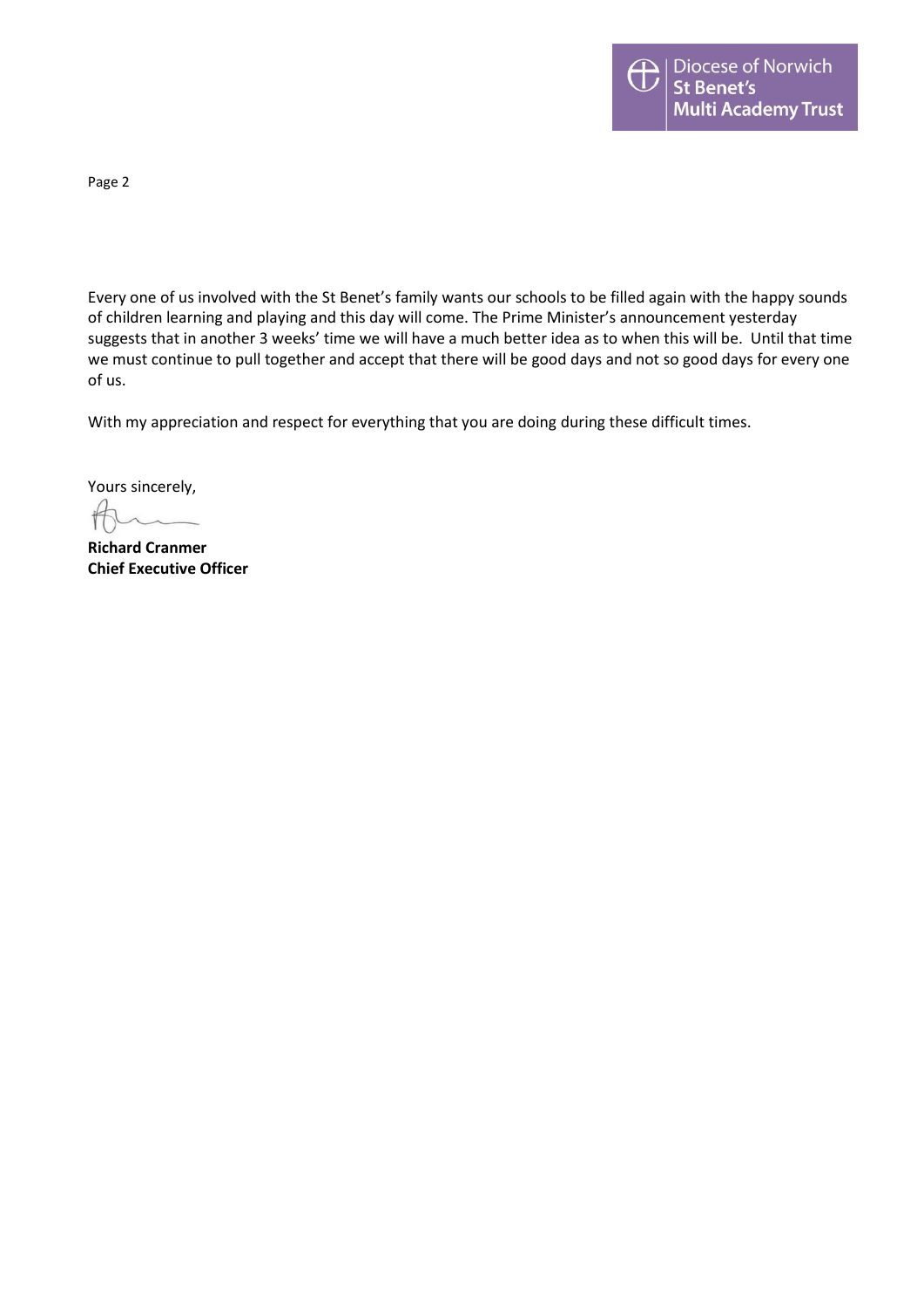Every one of us involved with the St Benet's family wants our schools to be filled again with the happy sounds of children learning and playing and this day will come. The Prime Minister's announcement yesterday suggests that in another 3 weeks' time we will have a much better idea as to when this will be. Until that time we must continue to pull together and accept that there will be good days and not so good days for every one of us.

With my appreciation and respect for everything that you are doing during these difficult times.

Yours sincerely,

**Richard Cranmer**
**Chief Executive Officer**